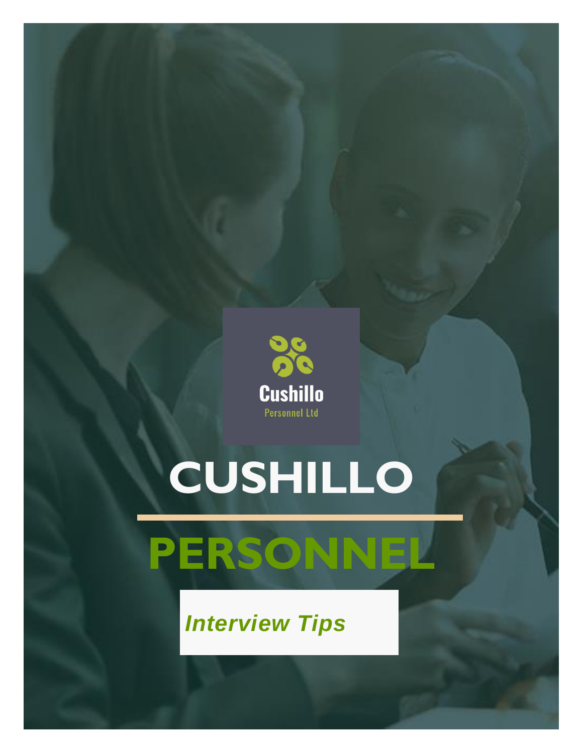Cushillo

Personnel Ltd

# CUSHILLO

# PERSONNEL

***Interview Tips***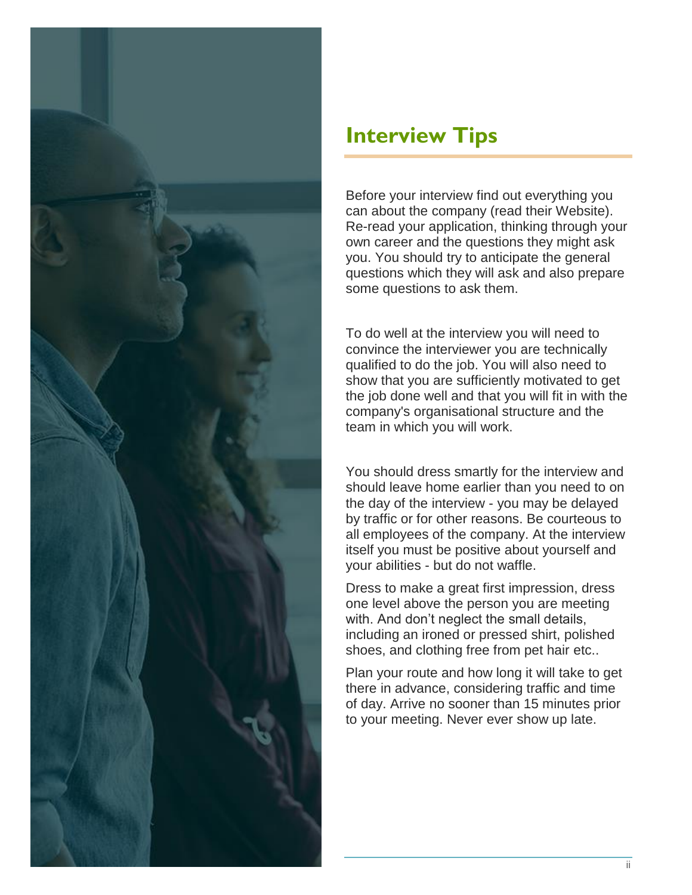# Interview Tips

Before your interview find out everything you can about the company (read their Website). Re-read your application, thinking through your own career and the questions they might ask you. You should try to anticipate the general questions which they will ask and also prepare some questions to ask them.

To do well at the interview you will need to convince the interviewer you are technically qualified to do the job. You will also need to show that you are sufficiently motivated to get the job done well and that you will fit in with the company's organisational structure and the team in which you will work.

You should dress smartly for the interview and should leave home earlier than you need to on the day of the interview - you may be delayed by traffic or for other reasons. Be courteous to all employees of the company. At the interview itself you must be positive about yourself and your abilities - but do not waffle.

Dress to make a great first impression, dress one level above the person you are meeting with. And don't neglect the small details, including an ironed or pressed shirt, polished shoes, and clothing free from pet hair etc..

Plan your route and how long it will take to get there in advance, considering traffic and time of day. Arrive no sooner than 15 minutes prior to your meeting. Never ever show up late.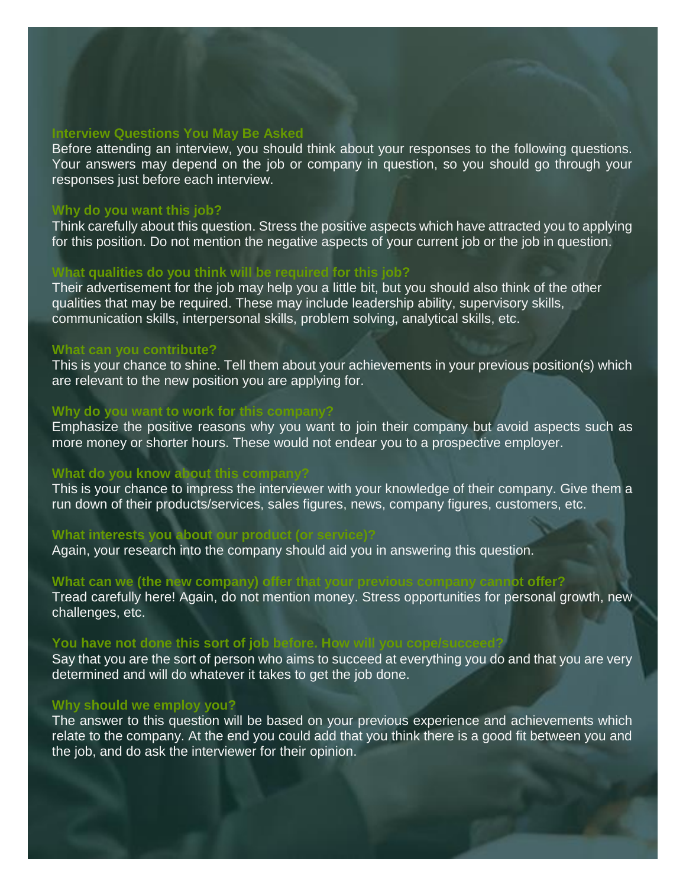## Interview Questions You May Be Asked

Before attending an interview, you should think about your responses to the following questions. Your answers may depend on the job or company in question, so you should go through your responses just before each interview.

### Why do you want this job?

Think carefully about this question. Stress the positive aspects which have attracted you to applying for this position. Do not mention the negative aspects of your current job or the job in question.

### What qualities do you think will be required for this job?

Their advertisement for the job may help you a little bit, but you should also think of the other qualities that may be required. These may include leadership ability, supervisory skills, communication skills, interpersonal skills, problem solving, analytical skills, etc.

### What can you contribute?

This is your chance to shine. Tell them about your achievements in your previous position(s) which are relevant to the new position you are applying for.

### Why do you want to work for this company?

Emphasize the positive reasons why you want to join their company but avoid aspects such as more money or shorter hours. These would not endear you to a prospective employer.

### What do you know about this company?

This is your chance to impress the interviewer with your knowledge of their company. Give them a run down of their products/services, sales figures, news, company figures, customers, etc.

### What interests you about our product (or service)?

Again, your research into the company should aid you in answering this question.

### What can we (the new company) offer that your previous company cannot offer?

Tread carefully here! Again, do not mention money. Stress opportunities for personal growth, new challenges, etc.

### You have not done this sort of job before. How will you cope/succeed?

Say that you are the sort of person who aims to succeed at everything you do and that you are very determined and will do whatever it takes to get the job done.

### Why should we employ you?

The answer to this question will be based on your previous experience and achievements which relate to the company. At the end you could add that you think there is a good fit between you and the job, and do ask the interviewer for their opinion.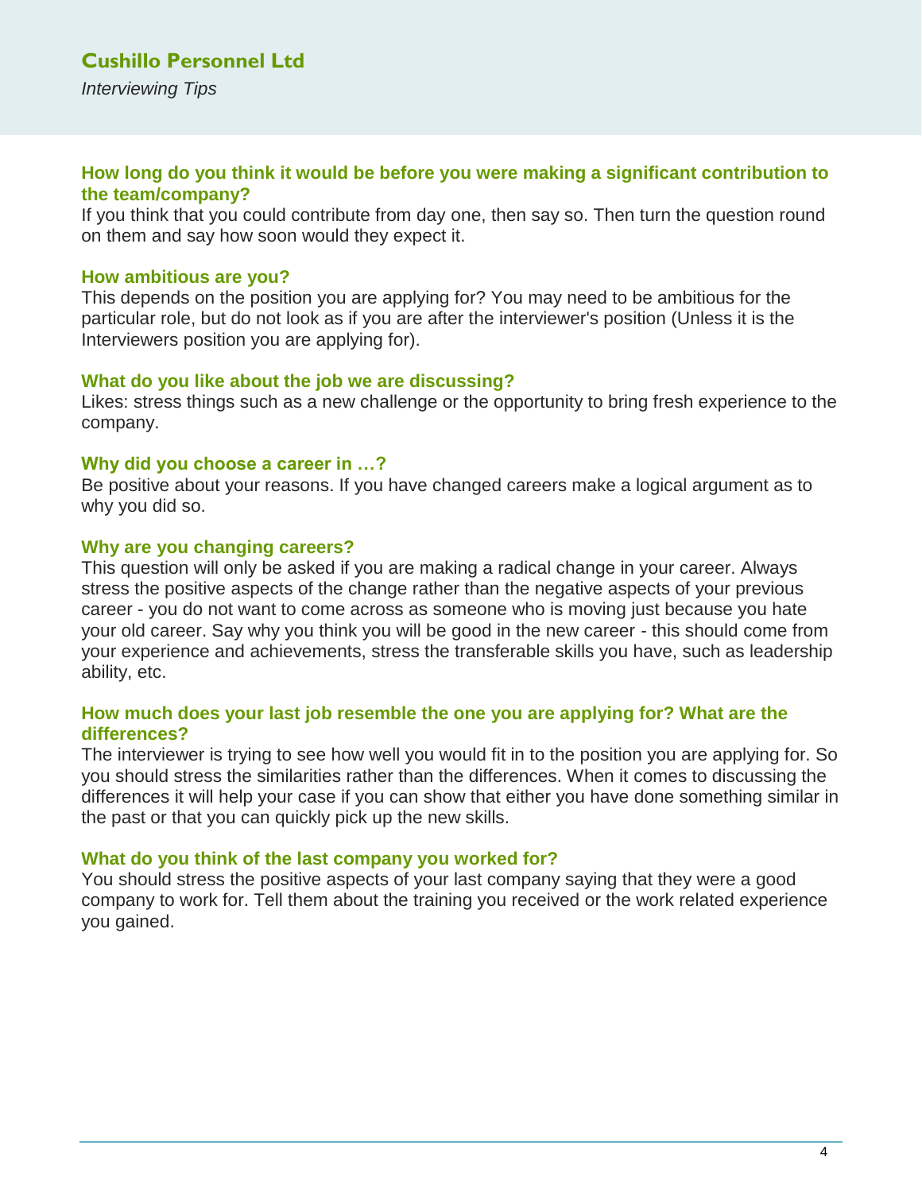### How long do you think it would be before you were making a significant contribution to the team/company?

If you think that you could contribute from day one, then say so. Then turn the question round on them and say how soon would they expect it.

### How ambitious are you?

This depends on the position you are applying for? You may need to be ambitious for the particular role, but do not look as if you are after the interviewer's position (Unless it is the Interviewers position you are applying for).

### What do you like about the job we are discussing?

Likes: stress things such as a new challenge or the opportunity to bring fresh experience to the company.

### Why did you choose a career in …?

Be positive about your reasons. If you have changed careers make a logical argument as to why you did so.

### Why are you changing careers?

This question will only be asked if you are making a radical change in your career. Always stress the positive aspects of the change rather than the negative aspects of your previous career - you do not want to come across as someone who is moving just because you hate your old career. Say why you think you will be good in the new career - this should come from your experience and achievements, stress the transferable skills you have, such as leadership ability, etc.

### How much does your last job resemble the one you are applying for? What are the differences?

The interviewer is trying to see how well you would fit in to the position you are applying for. So you should stress the similarities rather than the differences. When it comes to discussing the differences it will help your case if you can show that either you have done something similar in the past or that you can quickly pick up the new skills.

### What do you think of the last company you worked for?

You should stress the positive aspects of your last company saying that they were a good company to work for. Tell them about the training you received or the work related experience you gained.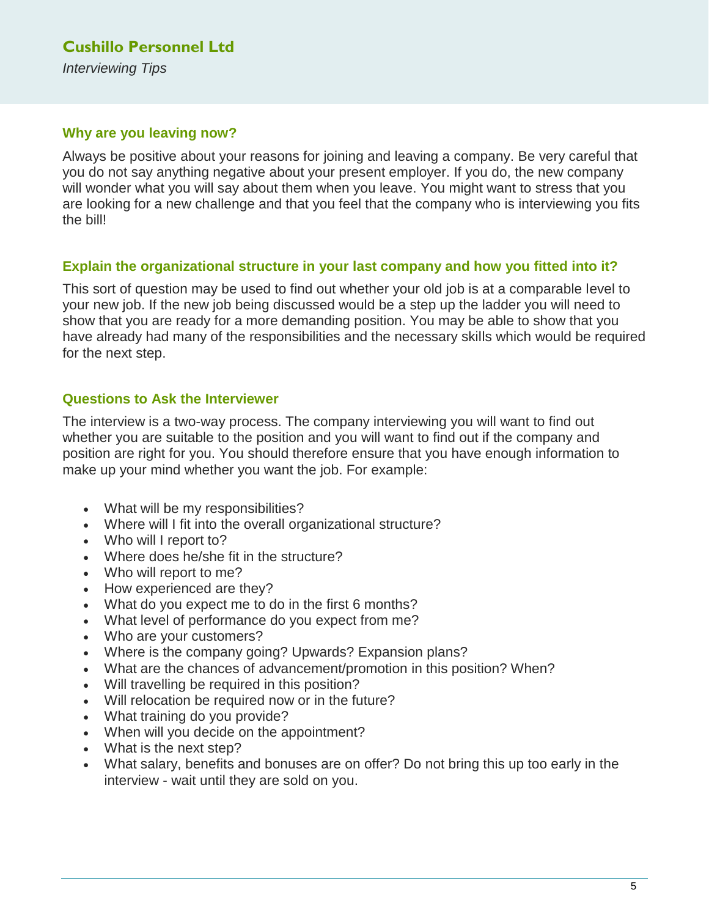## Why are you leaving now?

Always be positive about your reasons for joining and leaving a company. Be very careful that you do not say anything negative about your present employer. If you do, the new company will wonder what you will say about them when you leave. You might want to stress that you are looking for a new challenge and that you feel that the company who is interviewing you fits the bill!

## Explain the organizational structure in your last company and how you fitted into it?

This sort of question may be used to find out whether your old job is at a comparable level to your new job. If the new job being discussed would be a step up the ladder you will need to show that you are ready for a more demanding position. You may be able to show that you have already had many of the responsibilities and the necessary skills which would be required for the next step.

## Questions to Ask the Interviewer

The interview is a two-way process. The company interviewing you will want to find out whether you are suitable to the position and you will want to find out if the company and position are right for you. You should therefore ensure that you have enough information to make up your mind whether you want the job. For example:

- What will be my responsibilities?
- Where will I fit into the overall organizational structure?
- Who will I report to?
- Where does he/she fit in the structure?
- Who will report to me?
- How experienced are they?
- What do you expect me to do in the first 6 months?
- What level of performance do you expect from me?
- Who are your customers?
- Where is the company going? Upwards? Expansion plans?
- What are the chances of advancement/promotion in this position? When?
- Will travelling be required in this position?
- Will relocation be required now or in the future?
- What training do you provide?
- When will you decide on the appointment?
- What is the next step?
- What salary, benefits and bonuses are on offer? Do not bring this up too early in the interview - wait until they are sold on you.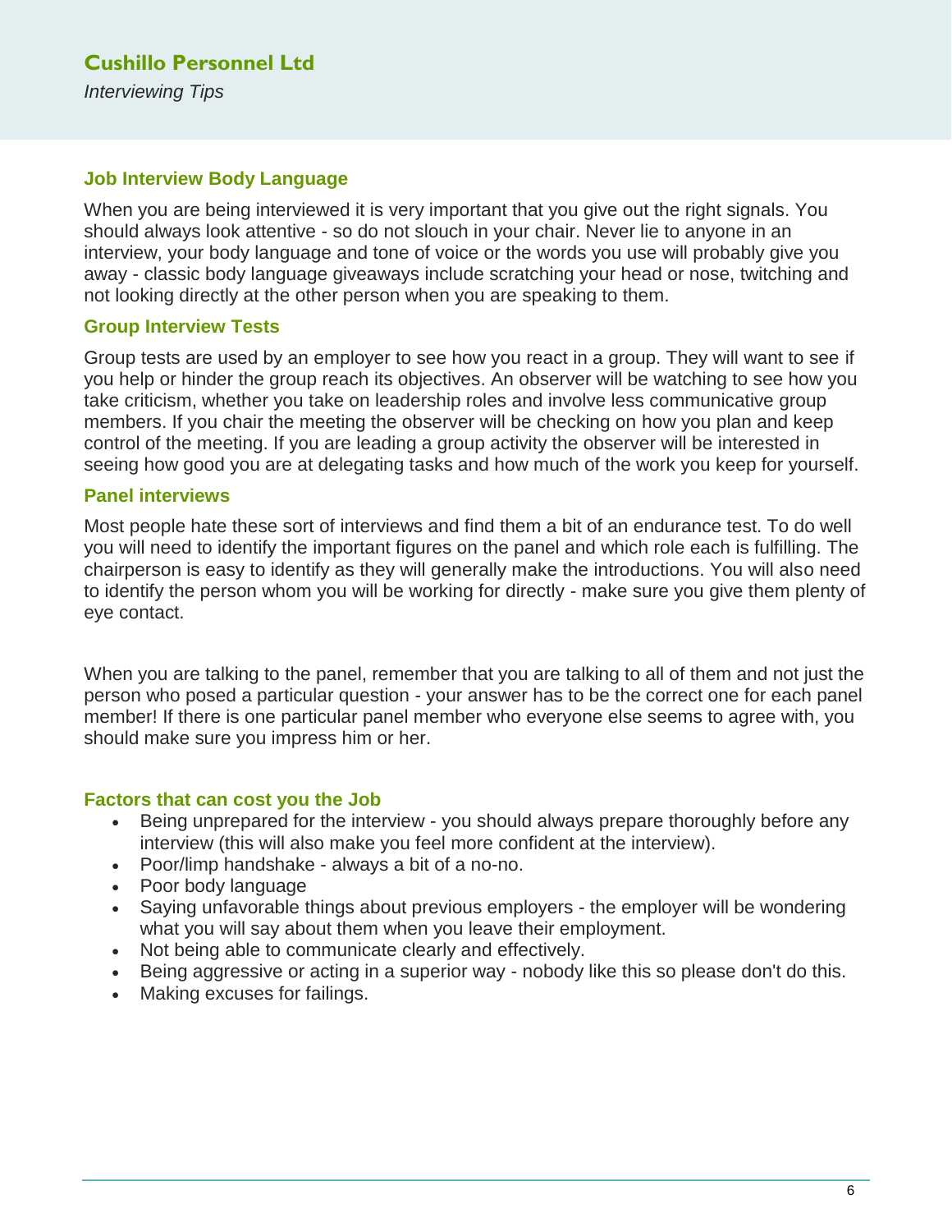## Job Interview Body Language

When you are being interviewed it is very important that you give out the right signals. You should always look attentive - so do not slouch in your chair. Never lie to anyone in an interview, your body language and tone of voice or the words you use will probably give you away - classic body language giveaways include scratching your head or nose, twitching and not looking directly at the other person when you are speaking to them.

## Group Interview Tests

Group tests are used by an employer to see how you react in a group. They will want to see if you help or hinder the group reach its objectives. An observer will be watching to see how you take criticism, whether you take on leadership roles and involve less communicative group members. If you chair the meeting the observer will be checking on how you plan and keep control of the meeting. If you are leading a group activity the observer will be interested in seeing how good you are at delegating tasks and how much of the work you keep for yourself.

## Panel interviews

Most people hate these sort of interviews and find them a bit of an endurance test. To do well you will need to identify the important figures on the panel and which role each is fulfilling. The chairperson is easy to identify as they will generally make the introductions. You will also need to identify the person whom you will be working for directly - make sure you give them plenty of eye contact.

When you are talking to the panel, remember that you are talking to all of them and not just the person who posed a particular question - your answer has to be the correct one for each panel member! If there is one particular panel member who everyone else seems to agree with, you should make sure you impress him or her.

## Factors that can cost you the Job

- Being unprepared for the interview - you should always prepare thoroughly before any interview (this will also make you feel more confident at the interview).
- Poor/limp handshake - always a bit of a no-no.
- Poor body language
- Saying unfavorable things about previous employers - the employer will be wondering what you will say about them when you leave their employment.
- Not being able to communicate clearly and effectively.
- Being aggressive or acting in a superior way - nobody like this so please don't do this.
- Making excuses for failings.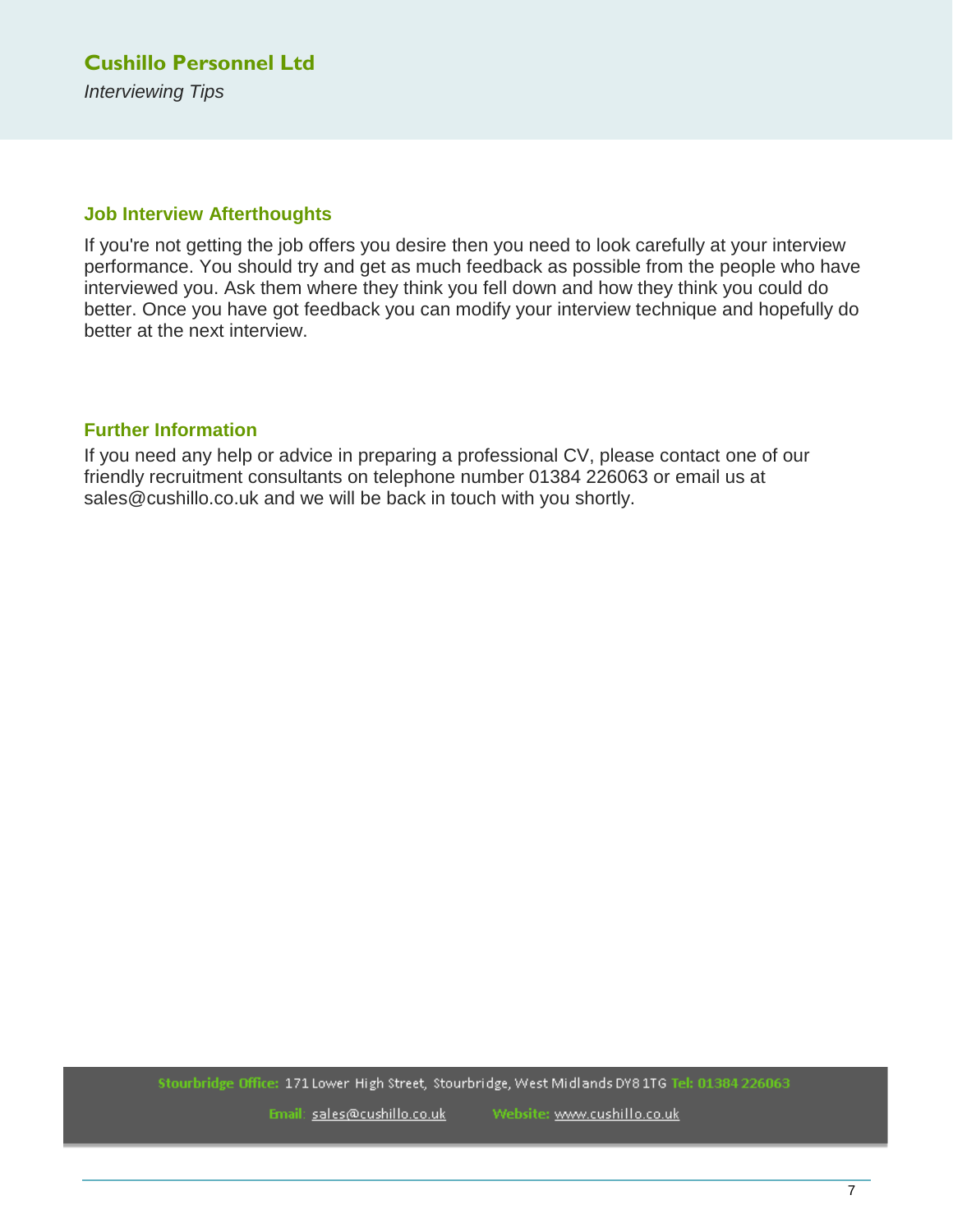## Job Interview Afterthoughts

If you're not getting the job offers you desire then you need to look carefully at your interview performance. You should try and get as much feedback as possible from the people who have interviewed you. Ask them where they think you fell down and how they think you could do better. Once you have got feedback you can modify your interview technique and hopefully do better at the next interview.

## Further Information

If you need any help or advice in preparing a professional CV, please contact one of our friendly recruitment consultants on telephone number 01384 226063 or email us at sales@cushillo.co.uk and we will be back in touch with you shortly.